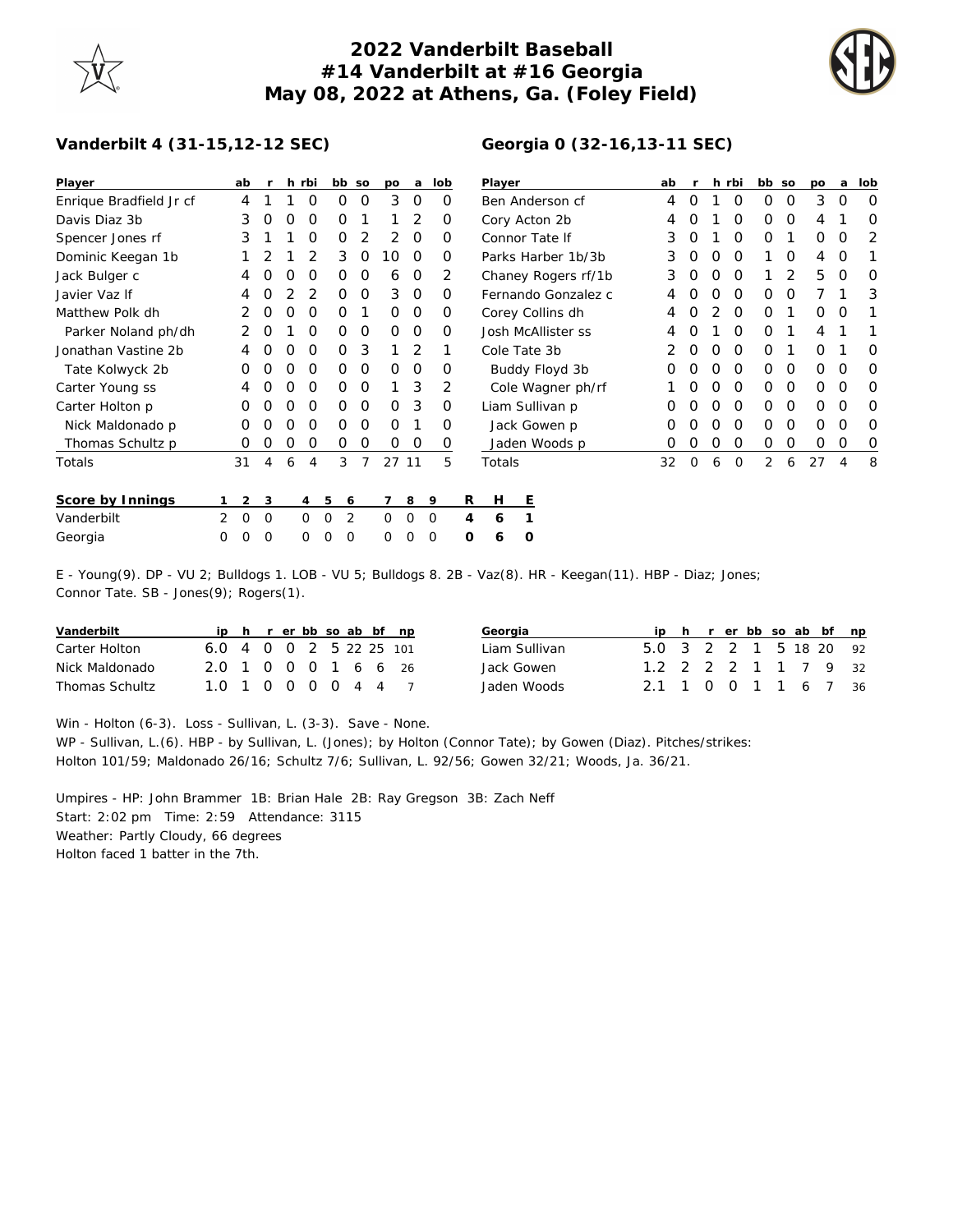# 2022 Vanderbilt Baseball
## #14 Vanderbilt at #16 Georgia
## May 08, 2022 at Athens, Ga. (Foley Field)

### Vanderbilt 4 (31-15,12-12 SEC)

| Player | ab | r | h | rbi | bb | so | po | a | lob |
|---|---|---|---|---|---|---|---|---|---|
| Enrique Bradfield Jr cf | 4 | 1 | 1 | 0 | 0 | 0 | 3 | 0 | 0 |
| Davis Diaz 3b | 3 | 0 | 0 | 0 | 0 | 1 | 1 | 2 | 0 |
| Spencer Jones rf | 3 | 1 | 1 | 0 | 0 | 2 | 2 | 0 | 0 |
| Dominic Keegan 1b | 1 | 2 | 1 | 2 | 3 | 0 | 10 | 0 | 0 |
| Jack Bulger c | 4 | 0 | 0 | 0 | 0 | 0 | 6 | 0 | 2 |
| Javier Vaz lf | 4 | 0 | 2 | 2 | 0 | 0 | 3 | 0 | 0 |
| Matthew Polk dh | 2 | 0 | 0 | 0 | 0 | 1 | 0 | 0 | 0 |
| Parker Noland ph/dh | 2 | 0 | 1 | 0 | 0 | 0 | 0 | 0 | 0 |
| Jonathan Vastine 2b | 4 | 0 | 0 | 0 | 0 | 3 | 1 | 2 | 1 |
| Tate Kolwyck 2b | 0 | 0 | 0 | 0 | 0 | 0 | 0 | 0 | 0 |
| Carter Young ss | 4 | 0 | 0 | 0 | 0 | 0 | 1 | 3 | 2 |
| Carter Holton p | 0 | 0 | 0 | 0 | 0 | 0 | 0 | 3 | 0 |
| Nick Maldonado p | 0 | 0 | 0 | 0 | 0 | 0 | 0 | 1 | 0 |
| Thomas Schultz p | 0 | 0 | 0 | 0 | 0 | 0 | 0 | 0 | 0 |
| Totals | 31 | 4 | 6 | 4 | 3 | 7 | 27 | 11 | 5 |

### Georgia 0 (32-16,13-11 SEC)

| Player | ab | r | h | rbi | bb | so | po | a | lob |
|---|---|---|---|---|---|---|---|---|---|
| Ben Anderson cf | 4 | 0 | 1 | 0 | 0 | 0 | 3 | 0 | 0 |
| Cory Acton 2b | 4 | 0 | 1 | 0 | 0 | 0 | 4 | 1 | 0 |
| Connor Tate lf | 3 | 0 | 1 | 0 | 0 | 1 | 0 | 0 | 2 |
| Parks Harber 1b/3b | 3 | 0 | 0 | 0 | 1 | 0 | 4 | 0 | 1 |
| Chaney Rogers rf/1b | 3 | 0 | 0 | 0 | 1 | 2 | 5 | 0 | 0 |
| Fernando Gonzalez c | 4 | 0 | 0 | 0 | 0 | 0 | 7 | 1 | 3 |
| Corey Collins dh | 4 | 0 | 2 | 0 | 0 | 1 | 0 | 0 | 1 |
| Josh McAllister ss | 4 | 0 | 1 | 0 | 0 | 1 | 4 | 1 | 1 |
| Cole Tate 3b | 2 | 0 | 0 | 0 | 0 | 1 | 0 | 1 | 0 |
| Buddy Floyd 3b | 0 | 0 | 0 | 0 | 0 | 0 | 0 | 0 | 0 |
| Cole Wagner ph/rf | 1 | 0 | 0 | 0 | 0 | 0 | 0 | 0 | 0 |
| Liam Sullivan p | 0 | 0 | 0 | 0 | 0 | 0 | 0 | 0 | 0 |
| Jack Gowen p | 0 | 0 | 0 | 0 | 0 | 0 | 0 | 0 | 0 |
| Jaden Woods p | 0 | 0 | 0 | 0 | 0 | 0 | 0 | 0 | 0 |
| Totals | 32 | 0 | 6 | 0 | 2 | 6 | 27 | 4 | 8 |

| Score by Innings | 1 | 2 | 3 | 4 | 5 | 6 | 7 | 8 | 9 | R | H | E |
|---|---|---|---|---|---|---|---|---|---|---|---|---|
| Vanderbilt | 2 | 0 | 0 | 0 | 0 | 2 | 0 | 0 | 0 | 4 | 6 | 1 |
| Georgia | 0 | 0 | 0 | 0 | 0 | 0 | 0 | 0 | 0 | 0 | 6 | 0 |

E - Young(9). DP - VU 2; Bulldogs 1. LOB - VU 5; Bulldogs 8. 2B - Vaz(8). HR - Keegan(11). HBP - Diaz; Jones; Connor Tate. SB - Jones(9); Rogers(1).

| Vanderbilt | ip | h | r | er | bb | so | ab | bf | np |
|---|---|---|---|---|---|---|---|---|---|
| Carter Holton | 6.0 | 4 | 0 | 0 | 2 | 5 | 22 | 25 | 101 |
| Nick Maldonado | 2.0 | 1 | 0 | 0 | 0 | 1 | 6 | 6 | 26 |
| Thomas Schultz | 1.0 | 1 | 0 | 0 | 0 | 0 | 4 | 4 | 7 |

| Georgia | ip | h | r | er | bb | so | ab | bf | np |
|---|---|---|---|---|---|---|---|---|---|
| Liam Sullivan | 5.0 | 3 | 2 | 2 | 1 | 5 | 18 | 20 | 92 |
| Jack Gowen | 1.2 | 2 | 2 | 2 | 1 | 1 | 7 | 9 | 32 |
| Jaden Woods | 2.1 | 1 | 0 | 0 | 1 | 1 | 6 | 7 | 36 |

Win - Holton (6-3). Loss - Sullivan, L. (3-3). Save - None.
WP - Sullivan, L.(6). HBP - by Sullivan, L. (Jones); by Holton (Connor Tate); by Gowen (Diaz). Pitches/strikes: Holton 101/59; Maldonado 26/16; Schultz 7/6; Sullivan, L. 92/56; Gowen 32/21; Woods, Ja. 36/21.

Umpires - HP: John Brammer 1B: Brian Hale 2B: Ray Gregson 3B: Zach Neff
Start: 2:02 pm Time: 2:59 Attendance: 3115
Weather: Partly Cloudy, 66 degrees
Holton faced 1 batter in the 7th.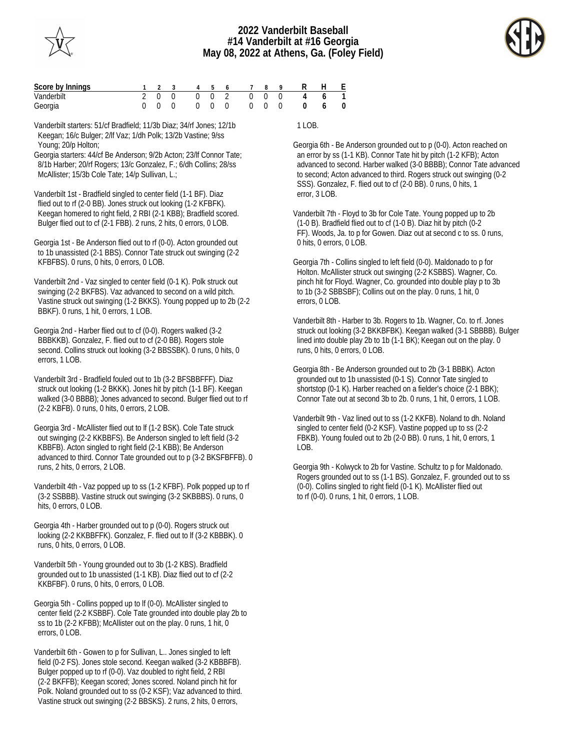# 2022 Vanderbilt Baseball
# #14 Vanderbilt at #16 Georgia
# May 08, 2022 at Athens, Ga. (Foley Field)

| Score by Innings | 1 | 2 | 3 | 4 | 5 | 6 | 7 | 8 | 9 | R | H | E |
|---|---|---|---|---|---|---|---|---|---|---|---|---|
| Vanderbilt | 2 | 0 | 0 | 0 | 0 | 2 | 0 | 0 | 0 | 4 | 6 | 1 |
| Georgia | 0 | 0 | 0 | 0 | 0 | 0 | 0 | 0 | 0 | 0 | 6 | 0 |

Vanderbilt starters: 51/cf Bradfield; 11/3b Diaz; 34/rf Jones; 12/1b Keegan; 16/c Bulger; 2/lf Vaz; 1/dh Polk; 13/2b Vastine; 9/ss Young; 20/p Holton;

Georgia starters: 44/cf Be Anderson; 9/2b Acton; 23/lf Connor Tate; 8/1b Harber; 20/rf Rogers; 13/c Gonzalez, F.; 6/dh Collins; 28/ss McAllister; 15/3b Cole Tate; 14/p Sullivan, L.;

Vanderbilt 1st - Bradfield singled to center field (1-1 BF). Diaz flied out to rf (2-0 BB). Jones struck out looking (1-2 KFBFK). Keegan homered to right field, 2 RBI (2-1 KBB); Bradfield scored. Bulger flied out to cf (2-1 FBB). 2 runs, 2 hits, 0 errors, 0 LOB.

Georgia 1st - Be Anderson flied out to rf (0-0). Acton grounded out to 1b unassisted (2-1 BBS). Connor Tate struck out swinging (2-2 KFBFBS). 0 runs, 0 hits, 0 errors, 0 LOB.

Vanderbilt 2nd - Vaz singled to center field (0-1 K). Polk struck out swinging (2-2 BKFBS). Vaz advanced to second on a wild pitch. Vastine struck out swinging (1-2 BKKS). Young popped up to 2b (2-2 BBKF). 0 runs, 1 hit, 0 errors, 1 LOB.

Georgia 2nd - Harber flied out to cf (0-0). Rogers walked (3-2 BBBKKB). Gonzalez, F. flied out to cf (2-0 BB). Rogers stole second. Collins struck out looking (3-2 BBSSBK). 0 runs, 0 hits, 0 errors, 1 LOB.

Vanderbilt 3rd - Bradfield fouled out to 1b (3-2 BFSBBFFF). Diaz struck out looking (1-2 BKKK). Jones hit by pitch (1-1 BF). Keegan walked (3-0 BBBB); Jones advanced to second. Bulger flied out to rf (2-2 KBFB). 0 runs, 0 hits, 0 errors, 2 LOB.

Georgia 3rd - McAllister flied out to lf (1-2 BSK). Cole Tate struck out swinging (2-2 KKBBFS). Be Anderson singled to left field (3-2 KBBFB). Acton singled to right field (2-1 KBB); Be Anderson advanced to third. Connor Tate grounded out to p (3-2 BKSFBFFB). 0 runs, 2 hits, 0 errors, 2 LOB.

Vanderbilt 4th - Vaz popped up to ss (1-2 KFBF). Polk popped up to rf (3-2 SSBBB). Vastine struck out swinging (3-2 SKBBBS). 0 runs, 0 hits, 0 errors, 0 LOB.

Georgia 4th - Harber grounded out to p (0-0). Rogers struck out looking (2-2 KKBBFFK). Gonzalez, F. flied out to lf (3-2 KBBBK). 0 runs, 0 hits, 0 errors, 0 LOB.

Vanderbilt 5th - Young grounded out to 3b (1-2 KBS). Bradfield grounded out to 1b unassisted (1-1 KB). Diaz flied out to cf (2-2 KKBFBF). 0 runs, 0 hits, 0 errors, 0 LOB.

Georgia 5th - Collins popped up to lf (0-0). McAllister singled to center field (2-2 KSBBF). Cole Tate grounded into double play 2b to ss to 1b (2-2 KFFB); McAllister out on the play. 0 runs, 1 hit, 0 errors, 0 LOB.

Vanderbilt 6th - Gowen to p for Sullivan, L.. Jones singled to left field (0-2 FS). Jones stole second. Keegan walked (3-2 KBBBFB). Bulger popped up to rf (0-0). Vaz doubled to right field, 2 RBI (2-2 BKFFB); Keegan scored; Jones scored. Noland pinch hit for Polk. Noland grounded out to ss (0-2 KSF); Vaz advanced to third. Vastine struck out swinging (2-2 BBSKS). 2 runs, 2 hits, 0 errors, 1 LOB.

Georgia 6th - Be Anderson grounded out to p (0-0). Acton reached on an error by ss (1-1 KB). Connor Tate hit by pitch (1-2 KFB); Acton advanced to second. Harber walked (3-0 BBBB); Connor Tate advanced to second; Acton advanced to third. Rogers struck out swinging (0-2 SSS). Gonzalez, F. flied out to cf (2-0 BB). 0 runs, 0 hits, 1 error, 3 LOB.

Vanderbilt 7th - Floyd to 3b for Cole Tate. Young popped up to 2b (1-0 B). Bradfield flied out to cf (1-0 B). Diaz hit by pitch (0-2 FF). Woods, Ja. to p for Gowen. Diaz out at second c to ss. 0 runs, 0 hits, 0 errors, 0 LOB.

Georgia 7th - Collins singled to left field (0-0). Maldonado to p for Holton. McAllister struck out swinging (2-2 KSBBS). Wagner, Co. pinch hit for Floyd. Wagner, Co. grounded into double play p to 3b to 1b (3-2 SBBSBF); Collins out on the play. 0 runs, 1 hit, 0 errors, 0 LOB.

Vanderbilt 8th - Harber to 3b. Rogers to 1b. Wagner, Co. to rf. Jones struck out looking (3-2 BKKBFBK). Keegan walked (3-1 SBBBB). Bulger lined into double play 2b to 1b (1-1 BK); Keegan out on the play. 0 runs, 0 hits, 0 errors, 0 LOB.

Georgia 8th - Be Anderson grounded out to 2b (3-1 BBBK). Acton grounded out to 1b unassisted (0-1 S). Connor Tate singled to shortstop (0-1 K). Harber reached on a fielder's choice (2-1 BBK); Connor Tate out at second 3b to 2b. 0 runs, 1 hit, 0 errors, 1 LOB.

Vanderbilt 9th - Vaz lined out to ss (1-2 KKFB). Noland to dh. Noland singled to center field (0-2 KSF). Vastine popped up to ss (2-2 FBKB). Young fouled out to 2b (2-0 BB). 0 runs, 1 hit, 0 errors, 1 LOB.

Georgia 9th - Kolwyck to 2b for Vastine. Schultz to p for Maldonado. Rogers grounded out to ss (1-1 BS). Gonzalez, F. grounded out to ss (0-0). Collins singled to right field (0-1 K). McAllister flied out to rf (0-0). 0 runs, 1 hit, 0 errors, 1 LOB.